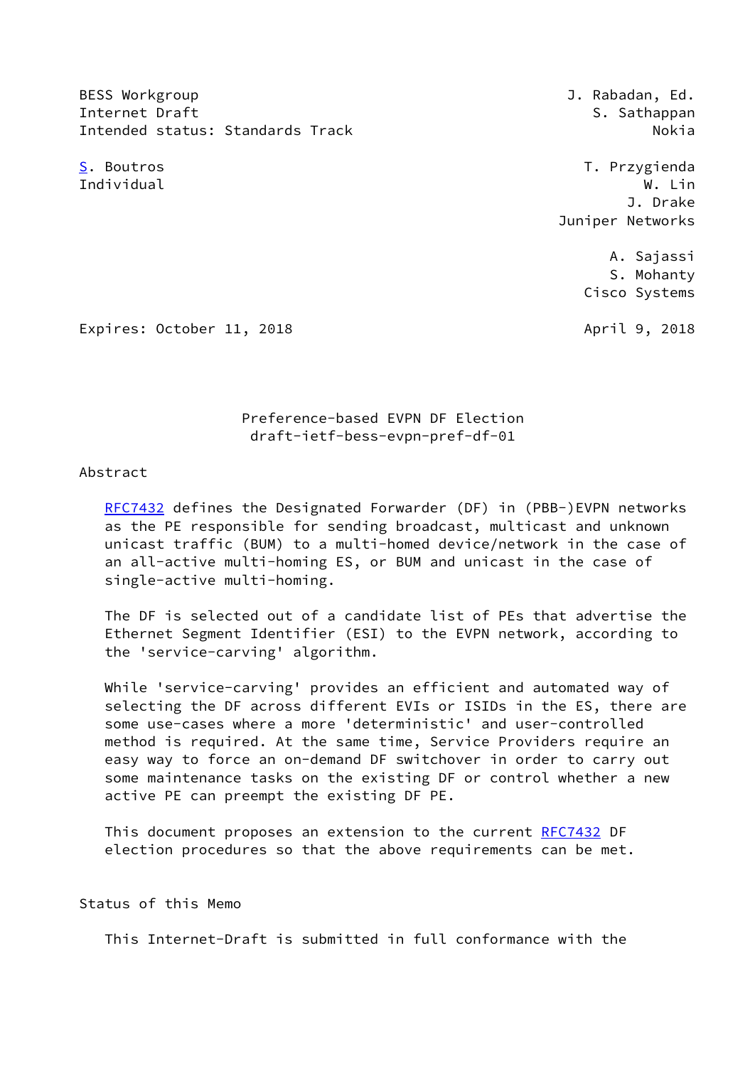BESS Workgroup  
Internet Draft  
Intended status: Standards Track

J. Rabadan, Ed.  
S. Sathappan  
Nokia

S. Boutros  
Individual

T. Przygienda  
W. Lin  
J. Drake  
Juniper Networks

A. Sajassi  
S. Mohanty  
Cisco Systems

Expires: October 11, 2018

April 9, 2018

# Preference-based EVPN DF Election
draft-ietf-bess-evpn-pref-df-01

## Abstract

RFC7432 defines the Designated Forwarder (DF) in (PBB-)EVPN networks as the PE responsible for sending broadcast, multicast and unknown unicast traffic (BUM) to a multi-homed device/network in the case of an all-active multi-homing ES, or BUM and unicast in the case of single-active multi-homing.

The DF is selected out of a candidate list of PEs that advertise the Ethernet Segment Identifier (ESI) to the EVPN network, according to the 'service-carving' algorithm.

While 'service-carving' provides an efficient and automated way of selecting the DF across different EVIs or ISIDs in the ES, there are some use-cases where a more 'deterministic' and user-controlled method is required. At the same time, Service Providers require an easy way to force an on-demand DF switchover in order to carry out some maintenance tasks on the existing DF or control whether a new active PE can preempt the existing DF PE.

This document proposes an extension to the current RFC7432 DF election procedures so that the above requirements can be met.

## Status of this Memo

This Internet-Draft is submitted in full conformance with the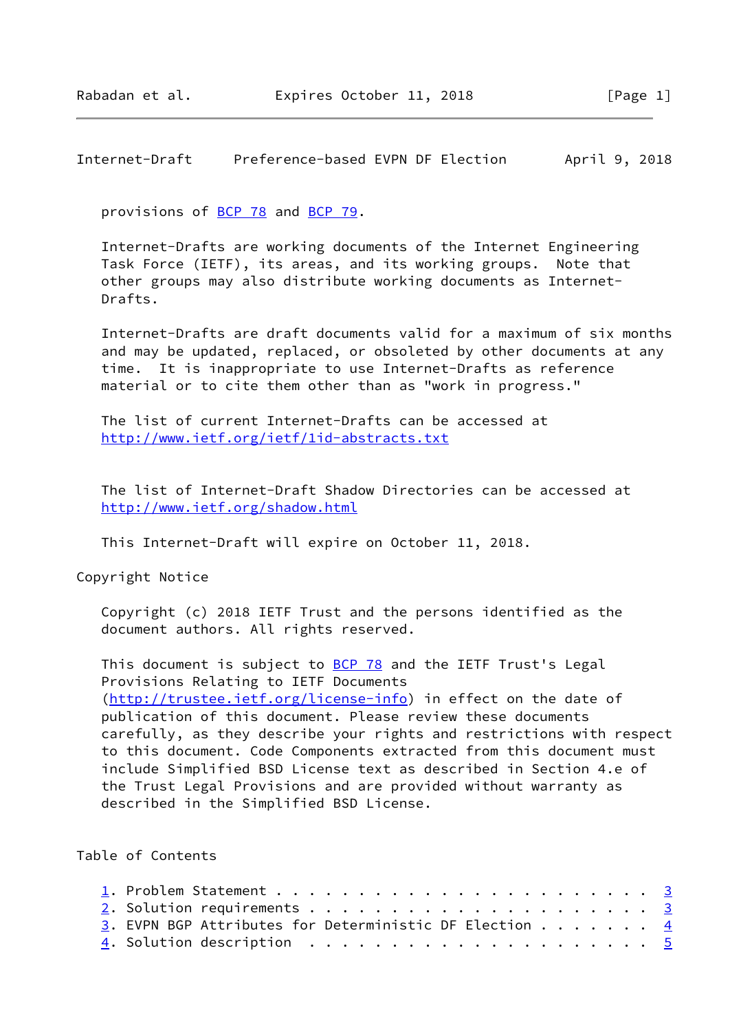provisions of BCP 78 and BCP 79.

Internet-Drafts are working documents of the Internet Engineering Task Force (IETF), its areas, and its working groups. Note that other groups may also distribute working documents as Internet-Drafts.

Internet-Drafts are draft documents valid for a maximum of six months and may be updated, replaced, or obsoleted by other documents at any time. It is inappropriate to use Internet-Drafts as reference material or to cite them other than as "work in progress."

The list of current Internet-Drafts can be accessed at http://www.ietf.org/ietf/1id-abstracts.txt

The list of Internet-Draft Shadow Directories can be accessed at http://www.ietf.org/shadow.html

This Internet-Draft will expire on October 11, 2018.

Copyright Notice

Copyright (c) 2018 IETF Trust and the persons identified as the document authors. All rights reserved.

This document is subject to BCP 78 and the IETF Trust's Legal Provisions Relating to IETF Documents (http://trustee.ietf.org/license-info) in effect on the date of publication of this document. Please review these documents carefully, as they describe your rights and restrictions with respect to this document. Code Components extracted from this document must include Simplified BSD License text as described in Section 4.e of the Trust Legal Provisions and are provided without warranty as described in the Simplified BSD License.

Table of Contents

```
1. Problem Statement . . . . . . . . . . . . . . . . . . . . . .  3
2. Solution requirements . . . . . . . . . . . . . . . . . . . .  3
3. EVPN BGP Attributes for Deterministic DF Election . . . . . . .  4
4. Solution description  . . . . . . . . . . . . . . . . . . . .  5
```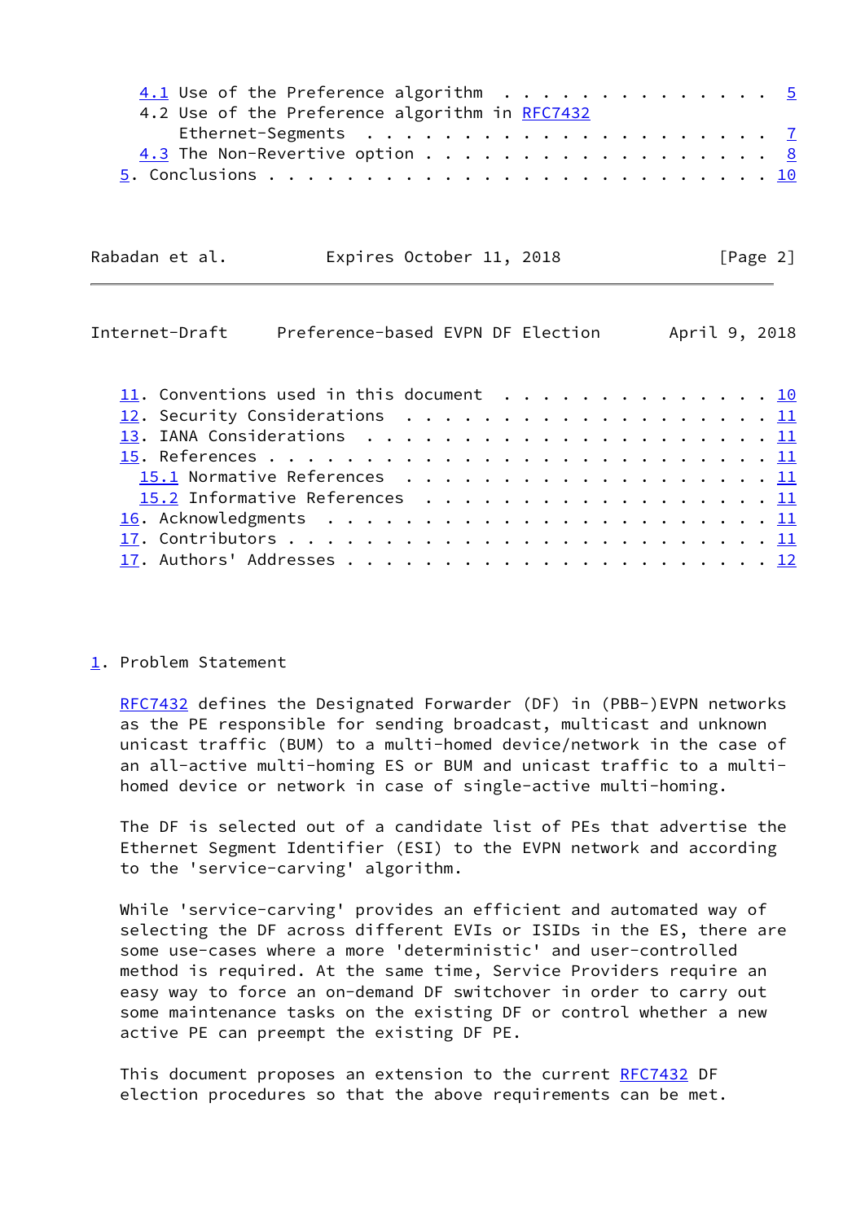4.1 Use of the Preference algorithm . . . . . . . . . . . . . . 5
4.2 Use of the Preference algorithm in RFC7432 Ethernet-Segments . . . . . . . . . . . . . . . . . . . . . 7
4.3 The Non-Revertive option . . . . . . . . . . . . . . . . . . . 8
5. Conclusions . . . . . . . . . . . . . . . . . . . . . . . . . . 10

11. Conventions used in this document . . . . . . . . . . . . . . 10
12. Security Considerations . . . . . . . . . . . . . . . . . . . 11
13. IANA Considerations . . . . . . . . . . . . . . . . . . . . . 11
15. References . . . . . . . . . . . . . . . . . . . . . . . . . 11
15.1 Normative References . . . . . . . . . . . . . . . . . . . 11
15.2 Informative References . . . . . . . . . . . . . . . . . . 11
16. Acknowledgments . . . . . . . . . . . . . . . . . . . . . . . 11
17. Contributors . . . . . . . . . . . . . . . . . . . . . . . . . 11
17. Authors' Addresses . . . . . . . . . . . . . . . . . . . . . . 12

# 1. Problem Statement

RFC7432 defines the Designated Forwarder (DF) in (PBB-)EVPN networks as the PE responsible for sending broadcast, multicast and unknown unicast traffic (BUM) to a multi-homed device/network in the case of an all-active multi-homing ES or BUM and unicast traffic to a multi-homed device or network in case of single-active multi-homing.

The DF is selected out of a candidate list of PEs that advertise the Ethernet Segment Identifier (ESI) to the EVPN network and according to the 'service-carving' algorithm.

While 'service-carving' provides an efficient and automated way of selecting the DF across different EVIs or ISIDs in the ES, there are some use-cases where a more 'deterministic' and user-controlled method is required. At the same time, Service Providers require an easy way to force an on-demand DF switchover in order to carry out some maintenance tasks on the existing DF or control whether a new active PE can preempt the existing DF PE.

This document proposes an extension to the current RFC7432 DF election procedures so that the above requirements can be met.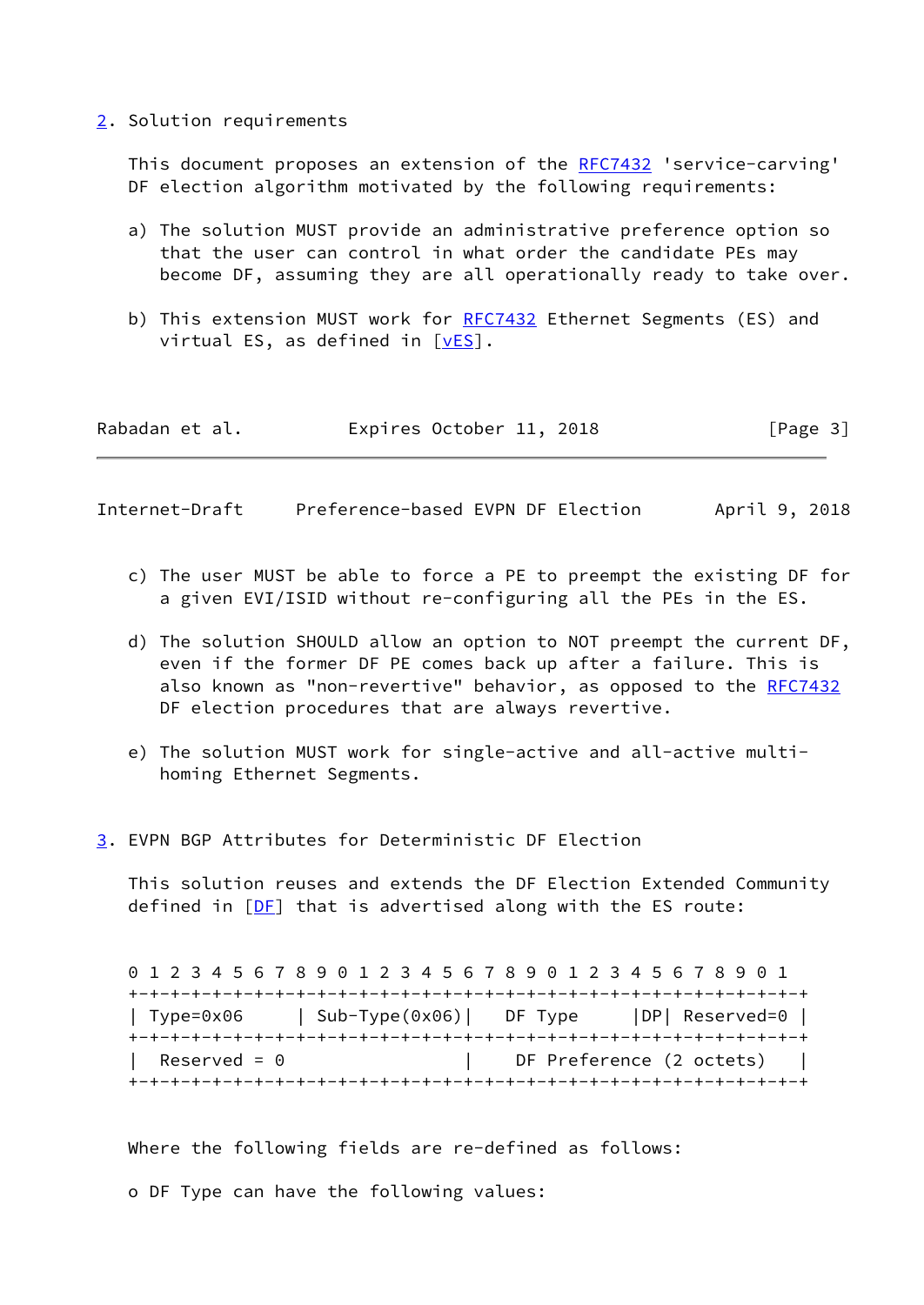## 2. Solution requirements

This document proposes an extension of the RFC7432 'service-carving' DF election algorithm motivated by the following requirements:

a) The solution MUST provide an administrative preference option so that the user can control in what order the candidate PEs may become DF, assuming they are all operationally ready to take over.

b) This extension MUST work for RFC7432 Ethernet Segments (ES) and virtual ES, as defined in [vES].

c) The user MUST be able to force a PE to preempt the existing DF for a given EVI/ISID without re-configuring all the PEs in the ES.

d) The solution SHOULD allow an option to NOT preempt the current DF, even if the former DF PE comes back up after a failure. This is also known as "non-revertive" behavior, as opposed to the RFC7432 DF election procedures that are always revertive.

e) The solution MUST work for single-active and all-active multi-homing Ethernet Segments.

## 3. EVPN BGP Attributes for Deterministic DF Election

This solution reuses and extends the DF Election Extended Community defined in [DF] that is advertised along with the ES route:

```
 0 1 2 3 4 5 6 7 8 9 0 1 2 3 4 5 6 7 8 9 0 1 2 3 4 5 6 7 8 9 0 1
+-+-+-+-+-+-+-+-+-+-+-+-+-+-+-+-+-+-+-+-+-+-+-+-+-+-+-+-+-+-+-+-+
| Type=0x06     | Sub-Type(0x06)|   DF Type     |DP| Reserved=0 |
+-+-+-+-+-+-+-+-+-+-+-+-+-+-+-+-+-+-+-+-+-+-+-+-+-+-+-+-+-+-+-+-+
|  Reserved = 0                 |    DF Preference (2 octets)   |
+-+-+-+-+-+-+-+-+-+-+-+-+-+-+-+-+-+-+-+-+-+-+-+-+-+-+-+-+-+-+-+-+
```

Where the following fields are re-defined as follows:

o DF Type can have the following values: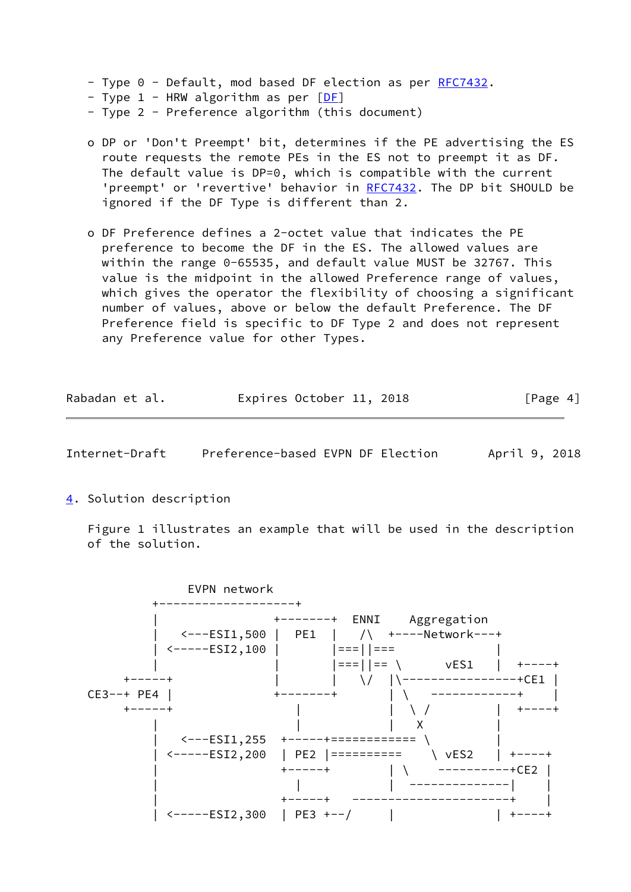- Type 0 - Default, mod based DF election as per RFC7432.
- Type 1 - HRW algorithm as per [DF]
- Type 2 - Preference algorithm (this document)

o DP or 'Don't Preempt' bit, determines if the PE advertising the ES route requests the remote PEs in the ES not to preempt it as DF. The default value is DP=0, which is compatible with the current 'preempt' or 'revertive' behavior in RFC7432. The DP bit SHOULD be ignored if the DF Type is different than 2.

o DF Preference defines a 2-octet value that indicates the PE preference to become the DF in the ES. The allowed values are within the range 0-65535, and default value MUST be 32767. This value is the midpoint in the allowed Preference range of values, which gives the operator the flexibility of choosing a significant number of values, above or below the default Preference. The DF Preference field is specific to DF Type 2 and does not represent any Preference value for other Types.

## 4. Solution description

Figure 1 illustrates an example that will be used in the description of the solution.

```
              EVPN network
         +-------------------+
         |                +-------+  ENNI    Aggregation
         |   <---ESI1,500 |  PE1  |   /\  +----Network---+
         | <-----ESI2,100 |       |===||===             |
         |                |       |===||== \       vES1   |  +----+
     +-----+              |       |   \/  |\----------------+CE1 |
CE3--+ PE4 |              +-------+       | \   ------------+    |
     +-----+                 |            |  \ /          |  +----+
         |                   |            |   X           |
         |   <---ESI1,255  +-----+============ \          |
         | <-----ESI2,200  | PE2 |==========     \ vES2    | +----+
         |                 +-----+          | \    ----------+CE2 |
         |                    |             |  --------------|    |
         |                 +-----+   ----------------------+    |
         | <-----ESI2,300  | PE3 +--/       |               | +----+
```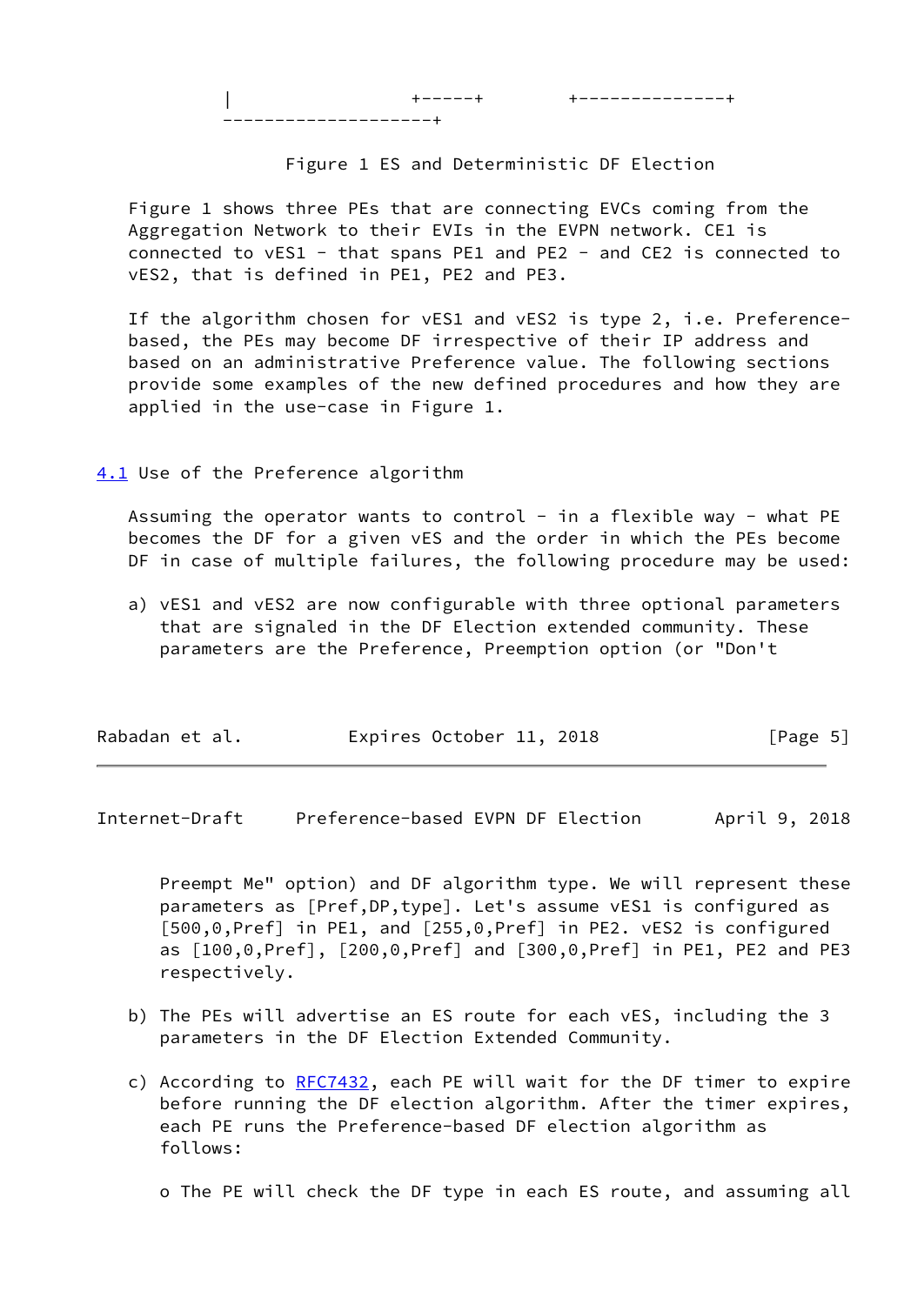```
|                    +-----+        +--------------+
--------------------+
```

Figure 1 ES and Deterministic DF Election

Figure 1 shows three PEs that are connecting EVCs coming from the Aggregation Network to their EVIs in the EVPN network. CE1 is connected to vES1 - that spans PE1 and PE2 - and CE2 is connected to vES2, that is defined in PE1, PE2 and PE3.

If the algorithm chosen for vES1 and vES2 is type 2, i.e. Preference-based, the PEs may become DF irrespective of their IP address and based on an administrative Preference value. The following sections provide some examples of the new defined procedures and how they are applied in the use-case in Figure 1.

## 4.1 Use of the Preference algorithm

Assuming the operator wants to control - in a flexible way - what PE becomes the DF for a given vES and the order in which the PEs become DF in case of multiple failures, the following procedure may be used:

a) vES1 and vES2 are now configurable with three optional parameters that are signaled in the DF Election extended community. These parameters are the Preference, Preemption option (or "Don't Preempt Me" option) and DF algorithm type. We will represent these parameters as [Pref,DP,type]. Let's assume vES1 is configured as [500,0,Pref] in PE1, and [255,0,Pref] in PE2. vES2 is configured as [100,0,Pref], [200,0,Pref] and [300,0,Pref] in PE1, PE2 and PE3 respectively.

b) The PEs will advertise an ES route for each vES, including the 3 parameters in the DF Election Extended Community.

c) According to RFC7432, each PE will wait for the DF timer to expire before running the DF election algorithm. After the timer expires, each PE runs the Preference-based DF election algorithm as follows:

o The PE will check the DF type in each ES route, and assuming all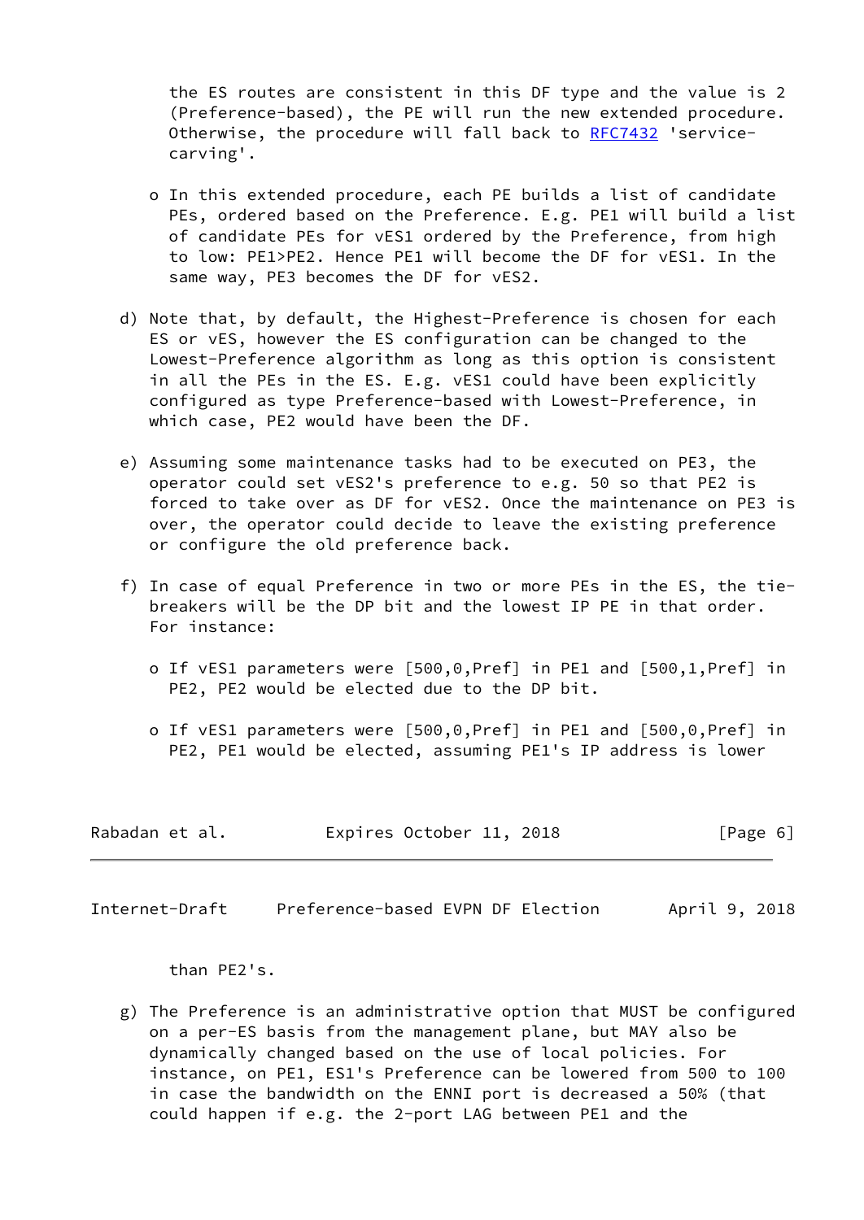the ES routes are consistent in this DF type and the value is 2 (Preference-based), the PE will run the new extended procedure. Otherwise, the procedure will fall back to RFC7432 'service-carving'.

- In this extended procedure, each PE builds a list of candidate PEs, ordered based on the Preference. E.g. PE1 will build a list of candidate PEs for vES1 ordered by the Preference, from high to low: PE1>PE2. Hence PE1 will become the DF for vES1. In the same way, PE3 becomes the DF for vES2.

d) Note that, by default, the Highest-Preference is chosen for each ES or vES, however the ES configuration can be changed to the Lowest-Preference algorithm as long as this option is consistent in all the PEs in the ES. E.g. vES1 could have been explicitly configured as type Preference-based with Lowest-Preference, in which case, PE2 would have been the DF.

e) Assuming some maintenance tasks had to be executed on PE3, the operator could set vES2's preference to e.g. 50 so that PE2 is forced to take over as DF for vES2. Once the maintenance on PE3 is over, the operator could decide to leave the existing preference or configure the old preference back.

f) In case of equal Preference in two or more PEs in the ES, the tie-breakers will be the DP bit and the lowest IP PE in that order. For instance:

- If vES1 parameters were [500,0,Pref] in PE1 and [500,1,Pref] in PE2, PE2 would be elected due to the DP bit.

- If vES1 parameters were [500,0,Pref] in PE1 and [500,0,Pref] in PE2, PE1 would be elected, assuming PE1's IP address is lower than PE2's.

g) The Preference is an administrative option that MUST be configured on a per-ES basis from the management plane, but MAY also be dynamically changed based on the use of local policies. For instance, on PE1, ES1's Preference can be lowered from 500 to 100 in case the bandwidth on the ENNI port is decreased a 50% (that could happen if e.g. the 2-port LAG between PE1 and the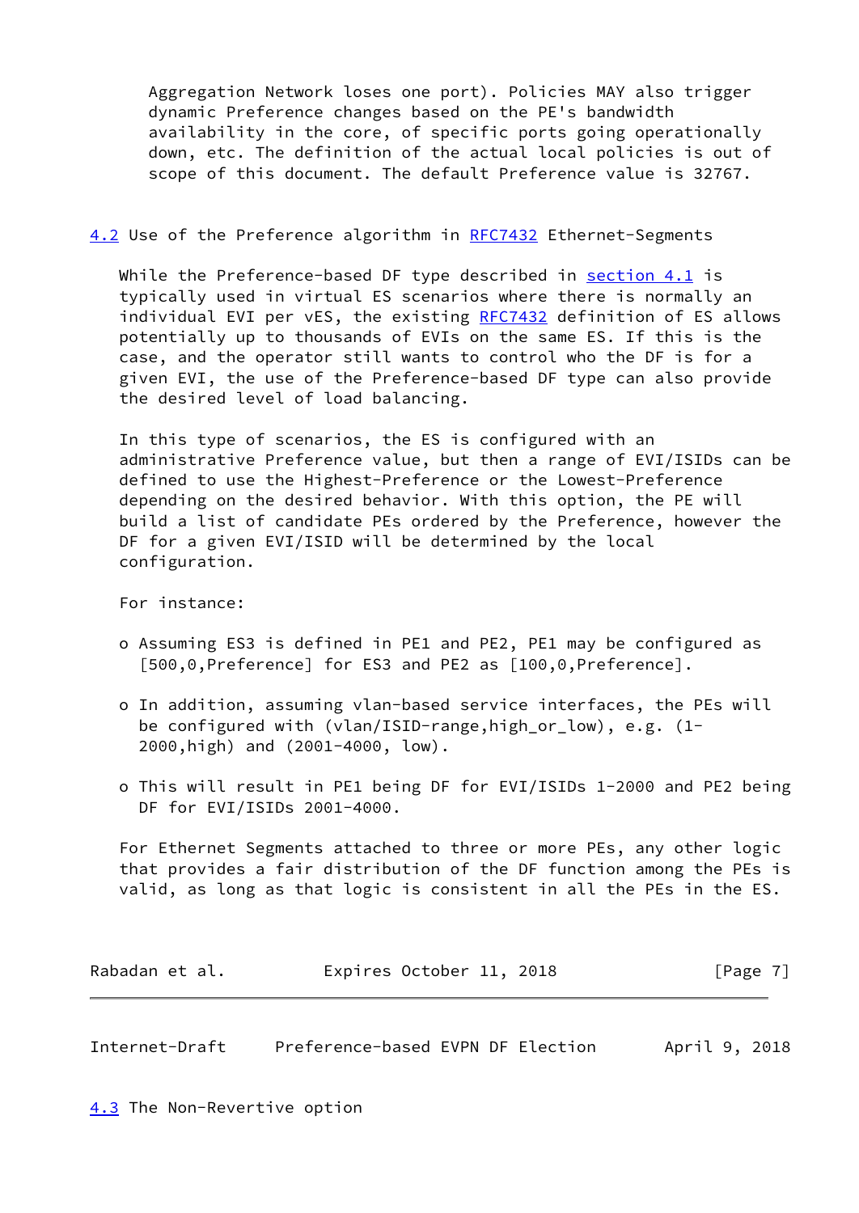Aggregation Network loses one port). Policies MAY also trigger dynamic Preference changes based on the PE's bandwidth availability in the core, of specific ports going operationally down, etc. The definition of the actual local policies is out of scope of this document. The default Preference value is 32767.

### 4.2 Use of the Preference algorithm in RFC7432 Ethernet-Segments

While the Preference-based DF type described in section 4.1 is typically used in virtual ES scenarios where there is normally an individual EVI per vES, the existing RFC7432 definition of ES allows potentially up to thousands of EVIs on the same ES. If this is the case, and the operator still wants to control who the DF is for a given EVI, the use of the Preference-based DF type can also provide the desired level of load balancing.

In this type of scenarios, the ES is configured with an administrative Preference value, but then a range of EVI/ISIDs can be defined to use the Highest-Preference or the Lowest-Preference depending on the desired behavior. With this option, the PE will build a list of candidate PEs ordered by the Preference, however the DF for a given EVI/ISID will be determined by the local configuration.

For instance:

- Assuming ES3 is defined in PE1 and PE2, PE1 may be configured as [500,0,Preference] for ES3 and PE2 as [100,0,Preference].

- In addition, assuming vlan-based service interfaces, the PEs will be configured with (vlan/ISID-range,high_or_low), e.g. (1-2000,high) and (2001-4000, low).

- This will result in PE1 being DF for EVI/ISIDs 1-2000 and PE2 being DF for EVI/ISIDs 2001-4000.

For Ethernet Segments attached to three or more PEs, any other logic that provides a fair distribution of the DF function among the PEs is valid, as long as that logic is consistent in all the PEs in the ES.

### 4.3 The Non-Revertive option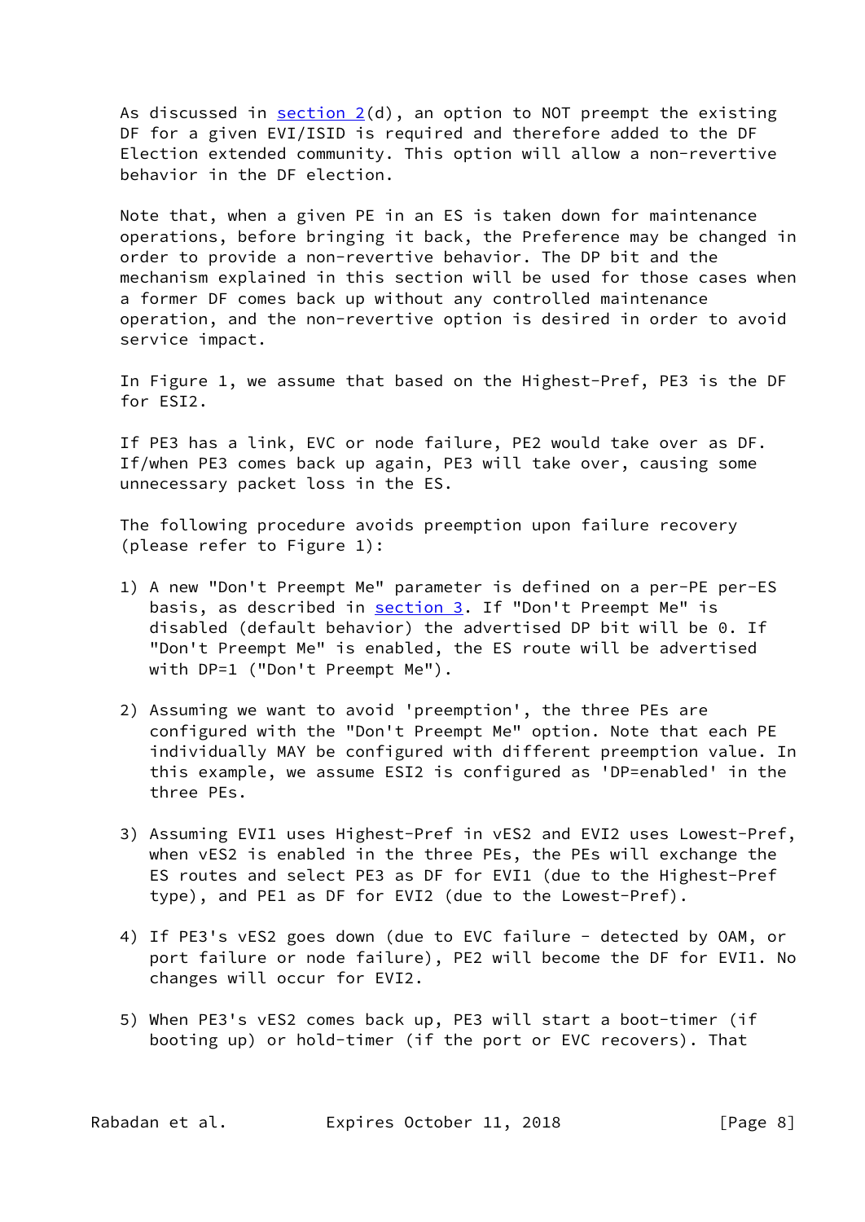As discussed in section 2(d), an option to NOT preempt the existing DF for a given EVI/ISID is required and therefore added to the DF Election extended community. This option will allow a non-revertive behavior in the DF election.

Note that, when a given PE in an ES is taken down for maintenance operations, before bringing it back, the Preference may be changed in order to provide a non-revertive behavior. The DP bit and the mechanism explained in this section will be used for those cases when a former DF comes back up without any controlled maintenance operation, and the non-revertive option is desired in order to avoid service impact.

In Figure 1, we assume that based on the Highest-Pref, PE3 is the DF for ESI2.

If PE3 has a link, EVC or node failure, PE2 would take over as DF. If/when PE3 comes back up again, PE3 will take over, causing some unnecessary packet loss in the ES.

The following procedure avoids preemption upon failure recovery (please refer to Figure 1):

1) A new "Don't Preempt Me" parameter is defined on a per-PE per-ES basis, as described in section 3. If "Don't Preempt Me" is disabled (default behavior) the advertised DP bit will be 0. If "Don't Preempt Me" is enabled, the ES route will be advertised with DP=1 ("Don't Preempt Me").

2) Assuming we want to avoid 'preemption', the three PEs are configured with the "Don't Preempt Me" option. Note that each PE individually MAY be configured with different preemption value. In this example, we assume ESI2 is configured as 'DP=enabled' in the three PEs.

3) Assuming EVI1 uses Highest-Pref in vES2 and EVI2 uses Lowest-Pref, when vES2 is enabled in the three PEs, the PEs will exchange the ES routes and select PE3 as DF for EVI1 (due to the Highest-Pref type), and PE1 as DF for EVI2 (due to the Lowest-Pref).

4) If PE3's vES2 goes down (due to EVC failure - detected by OAM, or port failure or node failure), PE2 will become the DF for EVI1. No changes will occur for EVI2.

5) When PE3's vES2 comes back up, PE3 will start a boot-timer (if booting up) or hold-timer (if the port or EVC recovers). That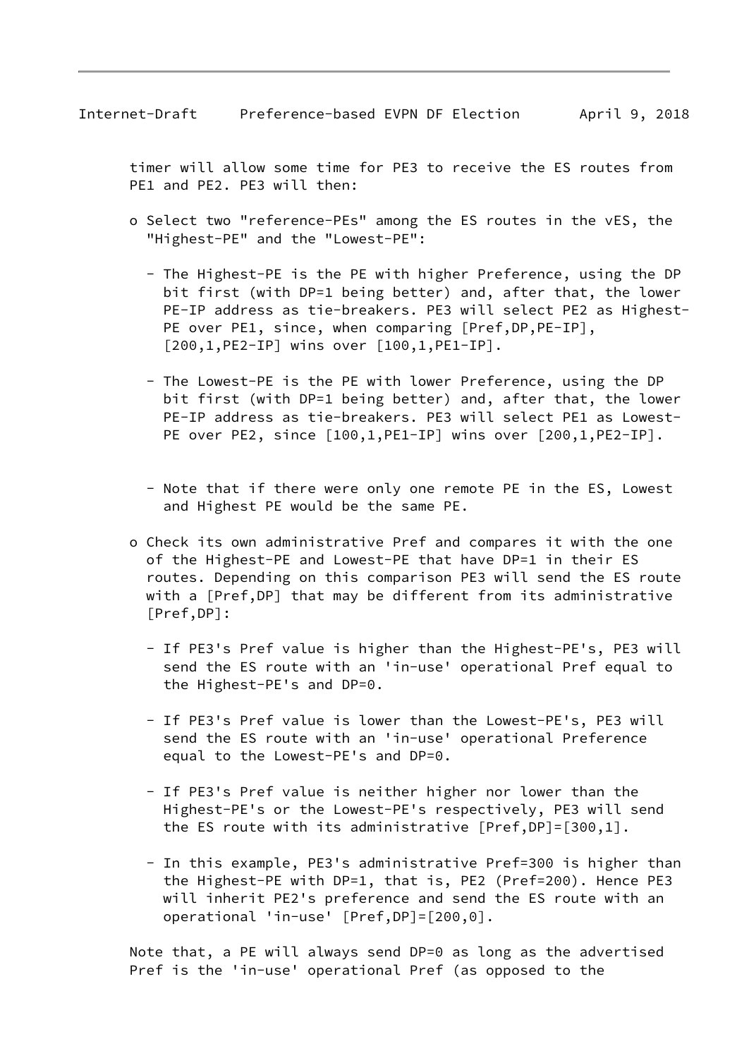timer will allow some time for PE3 to receive the ES routes from PE1 and PE2. PE3 will then:

- Select two "reference-PEs" among the ES routes in the vES, the "Highest-PE" and the "Lowest-PE":

  - The Highest-PE is the PE with higher Preference, using the DP bit first (with DP=1 being better) and, after that, the lower PE-IP address as tie-breakers. PE3 will select PE2 as Highest-PE over PE1, since, when comparing [Pref,DP,PE-IP], [200,1,PE2-IP] wins over [100,1,PE1-IP].

  - The Lowest-PE is the PE with lower Preference, using the DP bit first (with DP=1 being better) and, after that, the lower PE-IP address as tie-breakers. PE3 will select PE1 as Lowest-PE over PE2, since [100,1,PE1-IP] wins over [200,1,PE2-IP].

  - Note that if there were only one remote PE in the ES, Lowest and Highest PE would be the same PE.

- Check its own administrative Pref and compares it with the one of the Highest-PE and Lowest-PE that have DP=1 in their ES routes. Depending on this comparison PE3 will send the ES route with a [Pref,DP] that may be different from its administrative [Pref,DP]:

  - If PE3's Pref value is higher than the Highest-PE's, PE3 will send the ES route with an 'in-use' operational Pref equal to the Highest-PE's and DP=0.

  - If PE3's Pref value is lower than the Lowest-PE's, PE3 will send the ES route with an 'in-use' operational Preference equal to the Lowest-PE's and DP=0.

  - If PE3's Pref value is neither higher nor lower than the Highest-PE's or the Lowest-PE's respectively, PE3 will send the ES route with its administrative [Pref,DP]=[300,1].

  - In this example, PE3's administrative Pref=300 is higher than the Highest-PE with DP=1, that is, PE2 (Pref=200). Hence PE3 will inherit PE2's preference and send the ES route with an operational 'in-use' [Pref,DP]=[200,0].

Note that, a PE will always send DP=0 as long as the advertised Pref is the 'in-use' operational Pref (as opposed to the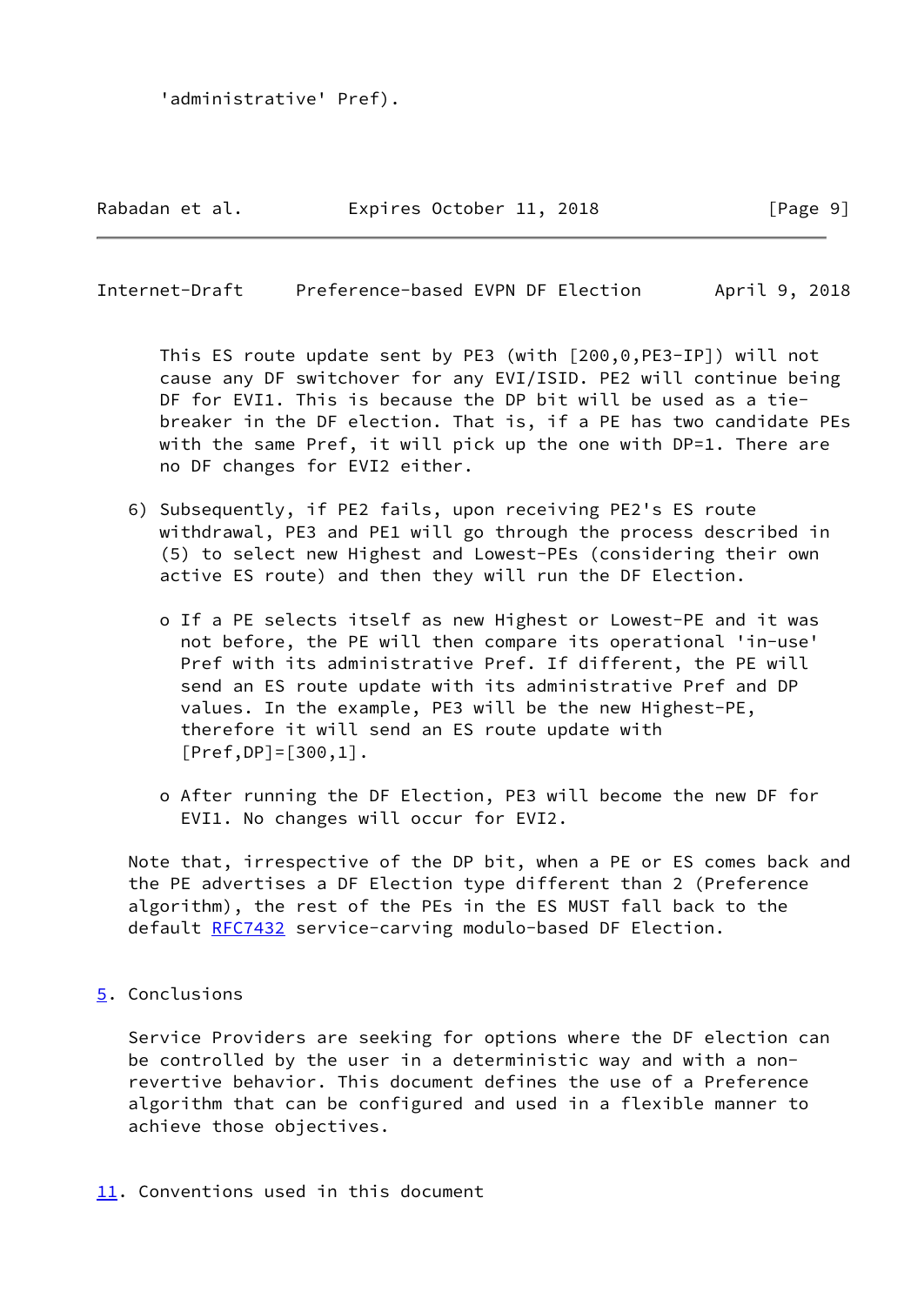'administrative' Pref).

This ES route update sent by PE3 (with [200,0,PE3-IP]) will not cause any DF switchover for any EVI/ISID. PE2 will continue being DF for EVI1. This is because the DP bit will be used as a tie-breaker in the DF election. That is, if a PE has two candidate PEs with the same Pref, it will pick up the one with DP=1. There are no DF changes for EVI2 either.

6) Subsequently, if PE2 fails, upon receiving PE2's ES route withdrawal, PE3 and PE1 will go through the process described in (5) to select new Highest and Lowest-PEs (considering their own active ES route) and then they will run the DF Election.

   - If a PE selects itself as new Highest or Lowest-PE and it was not before, the PE will then compare its operational 'in-use' Pref with its administrative Pref. If different, the PE will send an ES route update with its administrative Pref and DP values. In the example, PE3 will be the new Highest-PE, therefore it will send an ES route update with [Pref,DP]=[300,1].

   - After running the DF Election, PE3 will become the new DF for EVI1. No changes will occur for EVI2.

Note that, irrespective of the DP bit, when a PE or ES comes back and the PE advertises a DF Election type different than 2 (Preference algorithm), the rest of the PEs in the ES MUST fall back to the default RFC7432 service-carving modulo-based DF Election.

## 5. Conclusions

Service Providers are seeking for options where the DF election can be controlled by the user in a deterministic way and with a non-revertive behavior. This document defines the use of a Preference algorithm that can be configured and used in a flexible manner to achieve those objectives.

## 11. Conventions used in this document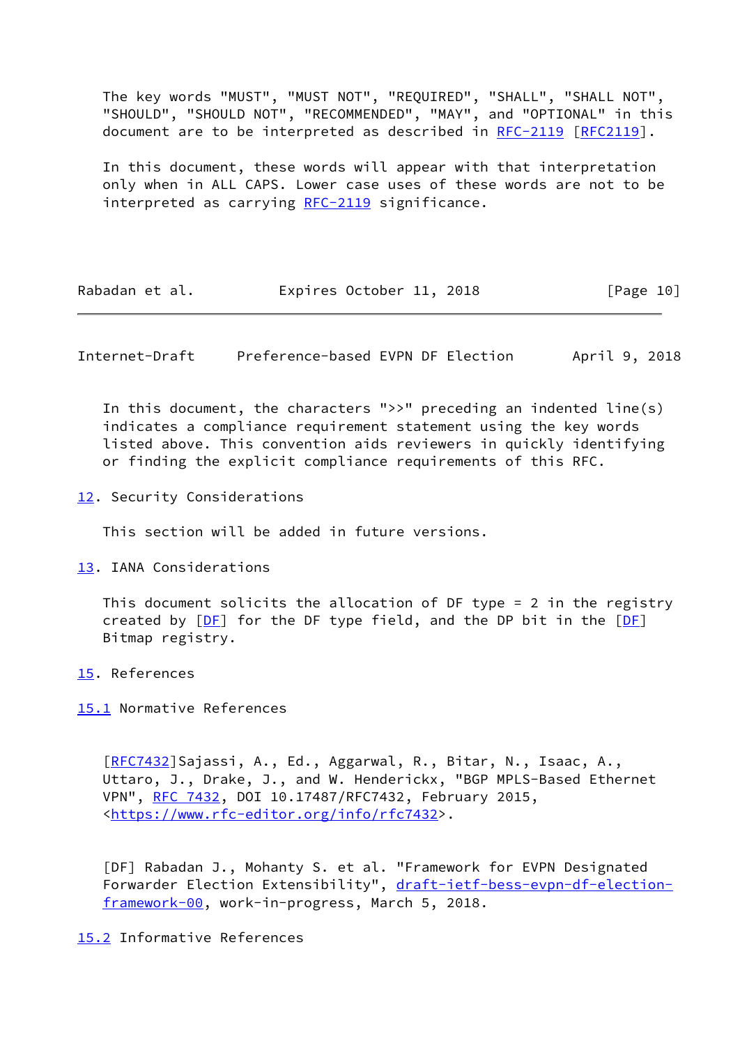The key words "MUST", "MUST NOT", "REQUIRED", "SHALL", "SHALL NOT", "SHOULD", "SHOULD NOT", "RECOMMENDED", "MAY", and "OPTIONAL" in this document are to be interpreted as described in RFC-2119 [RFC2119].

In this document, these words will appear with that interpretation only when in ALL CAPS. Lower case uses of these words are not to be interpreted as carrying RFC-2119 significance.

In this document, the characters ">>" preceding an indented line(s) indicates a compliance requirement statement using the key words listed above. This convention aids reviewers in quickly identifying or finding the explicit compliance requirements of this RFC.

## 12. Security Considerations

This section will be added in future versions.

## 13. IANA Considerations

This document solicits the allocation of DF type = 2 in the registry created by [DF] for the DF type field, and the DP bit in the [DF] Bitmap registry.

## 15. References

### 15.1 Normative References

[RFC7432]Sajassi, A., Ed., Aggarwal, R., Bitar, N., Isaac, A., Uttaro, J., Drake, J., and W. Henderickx, "BGP MPLS-Based Ethernet VPN", RFC 7432, DOI 10.17487/RFC7432, February 2015, <https://www.rfc-editor.org/info/rfc7432>.

[DF] Rabadan J., Mohanty S. et al. "Framework for EVPN Designated Forwarder Election Extensibility", draft-ietf-bess-evpn-df-election-framework-00, work-in-progress, March 5, 2018.

### 15.2 Informative References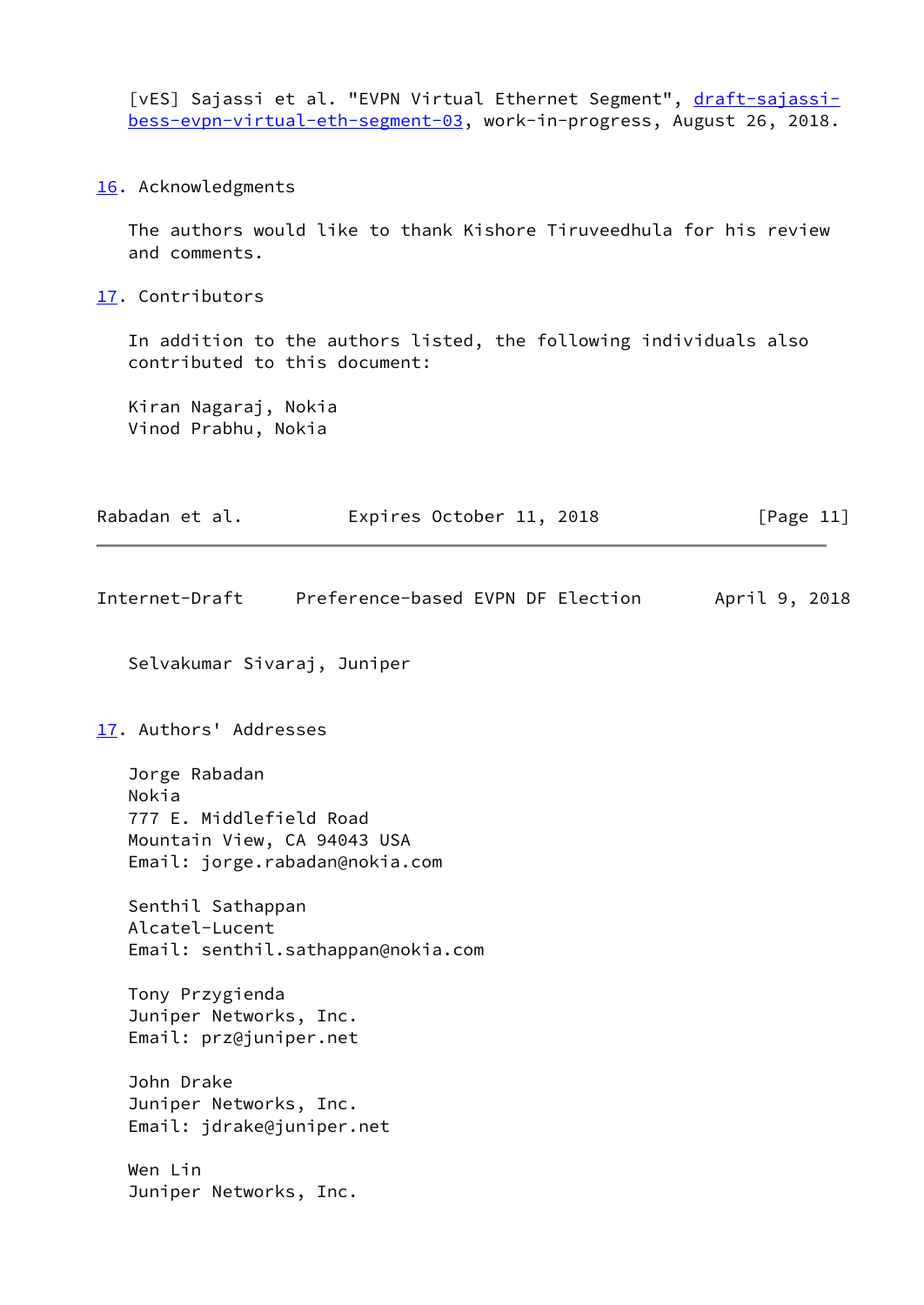[vES] Sajassi et al. "EVPN Virtual Ethernet Segment", draft-sajassi-bess-evpn-virtual-eth-segment-03, work-in-progress, August 26, 2018.

## 16. Acknowledgments

The authors would like to thank Kishore Tiruveedhula for his review and comments.

## 17. Contributors

In addition to the authors listed, the following individuals also contributed to this document:

Kiran Nagaraj, Nokia
Vinod Prabhu, Nokia
Selvakumar Sivaraj, Juniper

## 17. Authors' Addresses

Jorge Rabadan
Nokia
777 E. Middlefield Road
Mountain View, CA 94043 USA
Email: jorge.rabadan@nokia.com

Senthil Sathappan
Alcatel-Lucent
Email: senthil.sathappan@nokia.com

Tony Przygienda
Juniper Networks, Inc.
Email: prz@juniper.net

John Drake
Juniper Networks, Inc.
Email: jdrake@juniper.net

Wen Lin
Juniper Networks, Inc.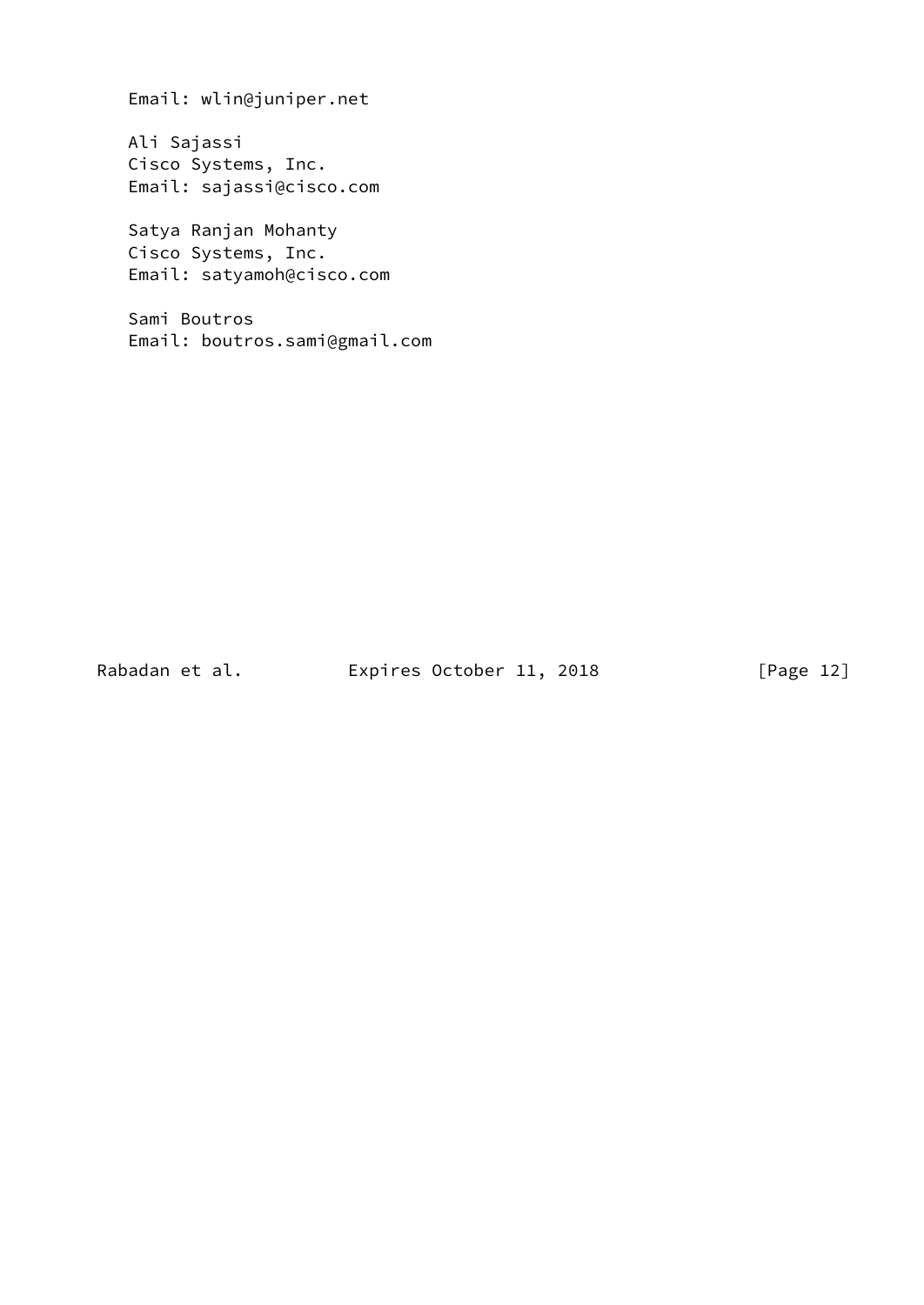Email: wlin@juniper.net

Ali Sajassi
Cisco Systems, Inc.
Email: sajassi@cisco.com

Satya Ranjan Mohanty
Cisco Systems, Inc.
Email: satyamoh@cisco.com

Sami Boutros
Email: boutros.sami@gmail.com